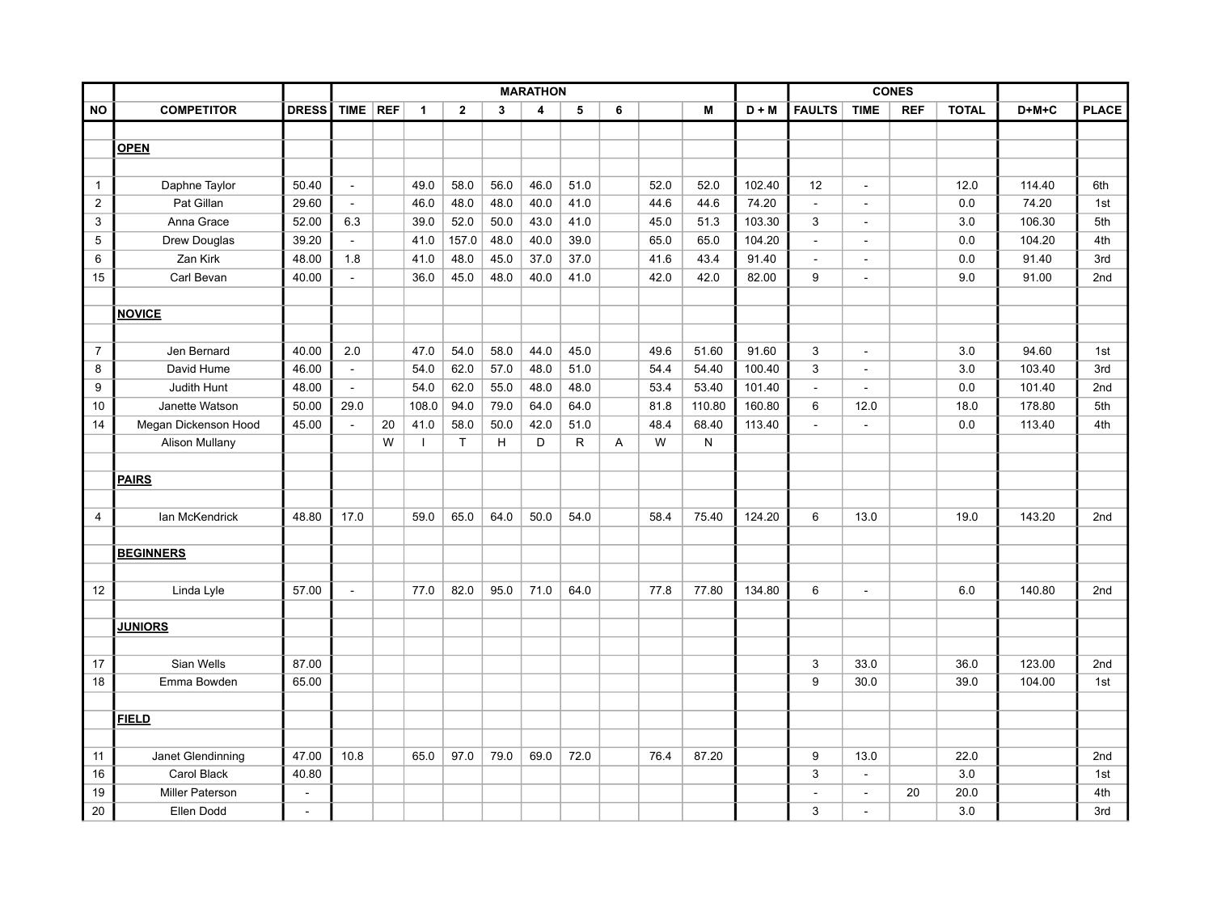| | | | MARATHON | | | | | | | | | | | CONES | | | | | |
|---|---|---|---|---|---|---|---|---|---|---|---|---|---|---|---|---|---|---|---|
| NO | COMPETITOR | DRESS | TIME | REF | 1 | 2 | 3 | 4 | 5 | 6 | | M | D + M | FAULTS | TIME | REF | TOTAL | D+M+C | PLACE |
| | **OPEN** | | | | | | | | | | | | | | | | | | |
| 1 | Daphne Taylor | 50.40 | - | | 49.0 | 58.0 | 56.0 | 46.0 | 51.0 | | 52.0 | 52.0 | 102.40 | 12 | - | | 12.0 | 114.40 | 6th |
| 2 | Pat Gillan | 29.60 | - | | 46.0 | 48.0 | 48.0 | 40.0 | 41.0 | | 44.6 | 44.6 | 74.20 | - | - | | 0.0 | 74.20 | 1st |
| 3 | Anna Grace | 52.00 | 6.3 | | 39.0 | 52.0 | 50.0 | 43.0 | 41.0 | | 45.0 | 51.3 | 103.30 | 3 | - | | 3.0 | 106.30 | 5th |
| 5 | Drew Douglas | 39.20 | - | | 41.0 | 157.0 | 48.0 | 40.0 | 39.0 | | 65.0 | 65.0 | 104.20 | - | - | | 0.0 | 104.20 | 4th |
| 6 | Zan Kirk | 48.00 | 1.8 | | 41.0 | 48.0 | 45.0 | 37.0 | 37.0 | | 41.6 | 43.4 | 91.40 | - | - | | 0.0 | 91.40 | 3rd |
| 15 | Carl Bevan | 40.00 | - | | 36.0 | 45.0 | 48.0 | 40.0 | 41.0 | | 42.0 | 42.0 | 82.00 | 9 | - | | 9.0 | 91.00 | 2nd |
| | **NOVICE** | | | | | | | | | | | | | | | | | | |
| 7 | Jen Bernard | 40.00 | 2.0 | | 47.0 | 54.0 | 58.0 | 44.0 | 45.0 | | 49.6 | 51.60 | 91.60 | 3 | - | | 3.0 | 94.60 | 1st |
| 8 | David Hume | 46.00 | - | | 54.0 | 62.0 | 57.0 | 48.0 | 51.0 | | 54.4 | 54.40 | 100.40 | 3 | - | | 3.0 | 103.40 | 3rd |
| 9 | Judith Hunt | 48.00 | - | | 54.0 | 62.0 | 55.0 | 48.0 | 48.0 | | 53.4 | 53.40 | 101.40 | - | - | | 0.0 | 101.40 | 2nd |
| 10 | Janette Watson | 50.00 | 29.0 | | 108.0 | 94.0 | 79.0 | 64.0 | 64.0 | | 81.8 | 110.80 | 160.80 | 6 | 12.0 | | 18.0 | 178.80 | 5th |
| 14 | Megan Dickenson Hood | 45.00 | - | 20 | 41.0 | 58.0 | 50.0 | 42.0 | 51.0 | | 48.4 | 68.40 | 113.40 | - | - | | 0.0 | 113.40 | 4th |
| | Alison Mullany | | | W | I | T | H | D | R | A | W | N | | | | | | | |
| | **PAIRS** | | | | | | | | | | | | | | | | | | |
| 4 | Ian McKendrick | 48.80 | 17.0 | | 59.0 | 65.0 | 64.0 | 50.0 | 54.0 | | 58.4 | 75.40 | 124.20 | 6 | 13.0 | | 19.0 | 143.20 | 2nd |
| | **BEGINNERS** | | | | | | | | | | | | | | | | | | |
| 12 | Linda Lyle | 57.00 | - | | 77.0 | 82.0 | 95.0 | 71.0 | 64.0 | | 77.8 | 77.80 | 134.80 | 6 | - | | 6.0 | 140.80 | 2nd |
| | **JUNIORS** | | | | | | | | | | | | | | | | | | |
| 17 | Sian Wells | 87.00 | | | | | | | | | | | | 3 | 33.0 | | 36.0 | 123.00 | 2nd |
| 18 | Emma Bowden | 65.00 | | | | | | | | | | | | 9 | 30.0 | | 39.0 | 104.00 | 1st |
| | **FIELD** | | | | | | | | | | | | | | | | | | |
| 11 | Janet Glendinning | 47.00 | 10.8 | | 65.0 | 97.0 | 79.0 | 69.0 | 72.0 | | 76.4 | 87.20 | | 9 | 13.0 | | 22.0 | | 2nd |
| 16 | Carol Black | 40.80 | | | | | | | | | | | | 3 | - | | 3.0 | | 1st |
| 19 | Miller Paterson | - | | | | | | | | | | | | - | - | 20 | 20.0 | | 4th |
| 20 | Ellen Dodd | - | | | | | | | | | | | | 3 | - | | 3.0 | | 3rd |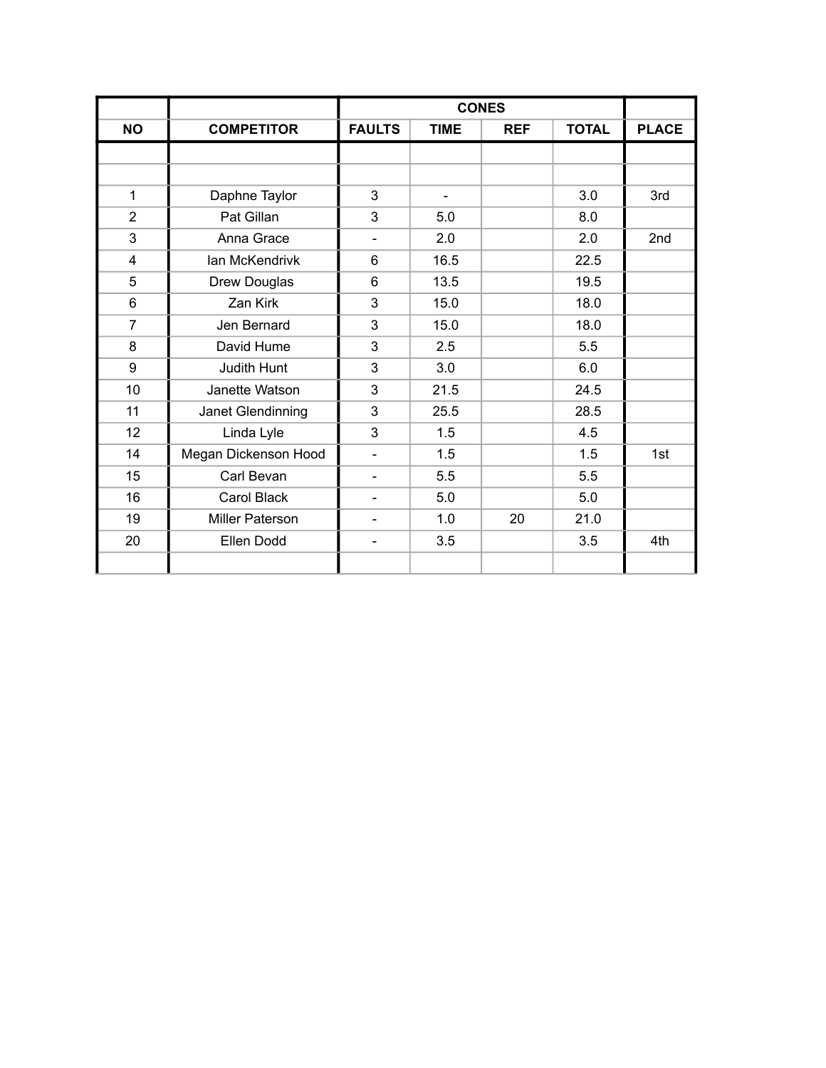| | | CONES | | | | |
|---|---|---|---|---|---|---|
| NO | COMPETITOR | FAULTS | TIME | REF | TOTAL | PLACE |
| | | | | | | |
| | | | | | | |
| 1 | Daphne Taylor | 3 | - | | 3.0 | 3rd |
| 2 | Pat Gillan | 3 | 5.0 | | 8.0 | |
| 3 | Anna Grace | - | 2.0 | | 2.0 | 2nd |
| 4 | Ian McKendrivk | 6 | 16.5 | | 22.5 | |
| 5 | Drew Douglas | 6 | 13.5 | | 19.5 | |
| 6 | Zan Kirk | 3 | 15.0 | | 18.0 | |
| 7 | Jen Bernard | 3 | 15.0 | | 18.0 | |
| 8 | David Hume | 3 | 2.5 | | 5.5 | |
| 9 | Judith Hunt | 3 | 3.0 | | 6.0 | |
| 10 | Janette Watson | 3 | 21.5 | | 24.5 | |
| 11 | Janet Glendinning | 3 | 25.5 | | 28.5 | |
| 12 | Linda Lyle | 3 | 1.5 | | 4.5 | |
| 14 | Megan Dickenson Hood | - | 1.5 | | 1.5 | 1st |
| 15 | Carl Bevan | - | 5.5 | | 5.5 | |
| 16 | Carol Black | - | 5.0 | | 5.0 | |
| 19 | Miller Paterson | - | 1.0 | 20 | 21.0 | |
| 20 | Ellen Dodd | - | 3.5 | | 3.5 | 4th |
| | | | | | | |